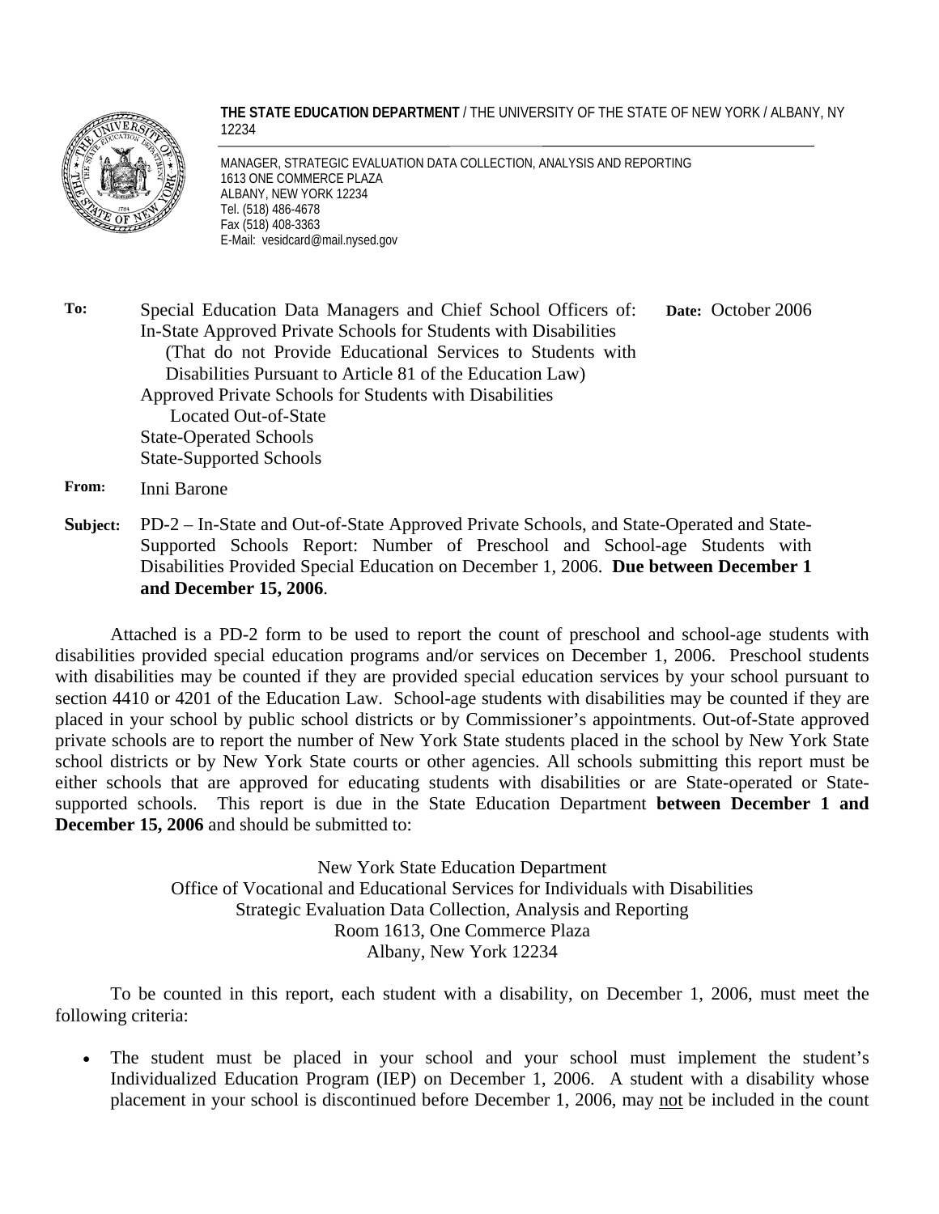**THE STATE EDUCATION DEPARTMENT** / THE UNIVERSITY OF THE STATE OF NEW YORK / ALBANY, NY 12234

MANAGER, STRATEGIC EVALUATION DATA COLLECTION, ANALYSIS AND REPORTING
1613 ONE COMMERCE PLAZA
ALBANY, NEW YORK 12234
Tel. (518) 486-4678
Fax (518) 408-3363
E-Mail: vesidcard@mail.nysed.gov

**To:** Special Education Data Managers and Chief School Officers of:
In-State Approved Private Schools for Students with Disabilities
(That do not Provide Educational Services to Students with Disabilities Pursuant to Article 81 of the Education Law)
Approved Private Schools for Students with Disabilities
Located Out-of-State
State-Operated Schools
State-Supported Schools

**Date:** October 2006

**From:** Inni Barone

**Subject:** PD-2 – In-State and Out-of-State Approved Private Schools, and State-Operated and State-Supported Schools Report: Number of Preschool and School-age Students with Disabilities Provided Special Education on December 1, 2006. **Due between December 1 and December 15, 2006**.

Attached is a PD-2 form to be used to report the count of preschool and school-age students with disabilities provided special education programs and/or services on December 1, 2006. Preschool students with disabilities may be counted if they are provided special education services by your school pursuant to section 4410 or 4201 of the Education Law. School-age students with disabilities may be counted if they are placed in your school by public school districts or by Commissioner's appointments. Out-of-State approved private schools are to report the number of New York State students placed in the school by New York State school districts or by New York State courts or other agencies. All schools submitting this report must be either schools that are approved for educating students with disabilities or are State-operated or State-supported schools. This report is due in the State Education Department **between December 1 and December 15, 2006** and should be submitted to:

New York State Education Department
Office of Vocational and Educational Services for Individuals with Disabilities
Strategic Evaluation Data Collection, Analysis and Reporting
Room 1613, One Commerce Plaza
Albany, New York 12234

To be counted in this report, each student with a disability, on December 1, 2006, must meet the following criteria:

- The student must be placed in your school and your school must implement the student's Individualized Education Program (IEP) on December 1, 2006. A student with a disability whose placement in your school is discontinued before December 1, 2006, may not be included in the count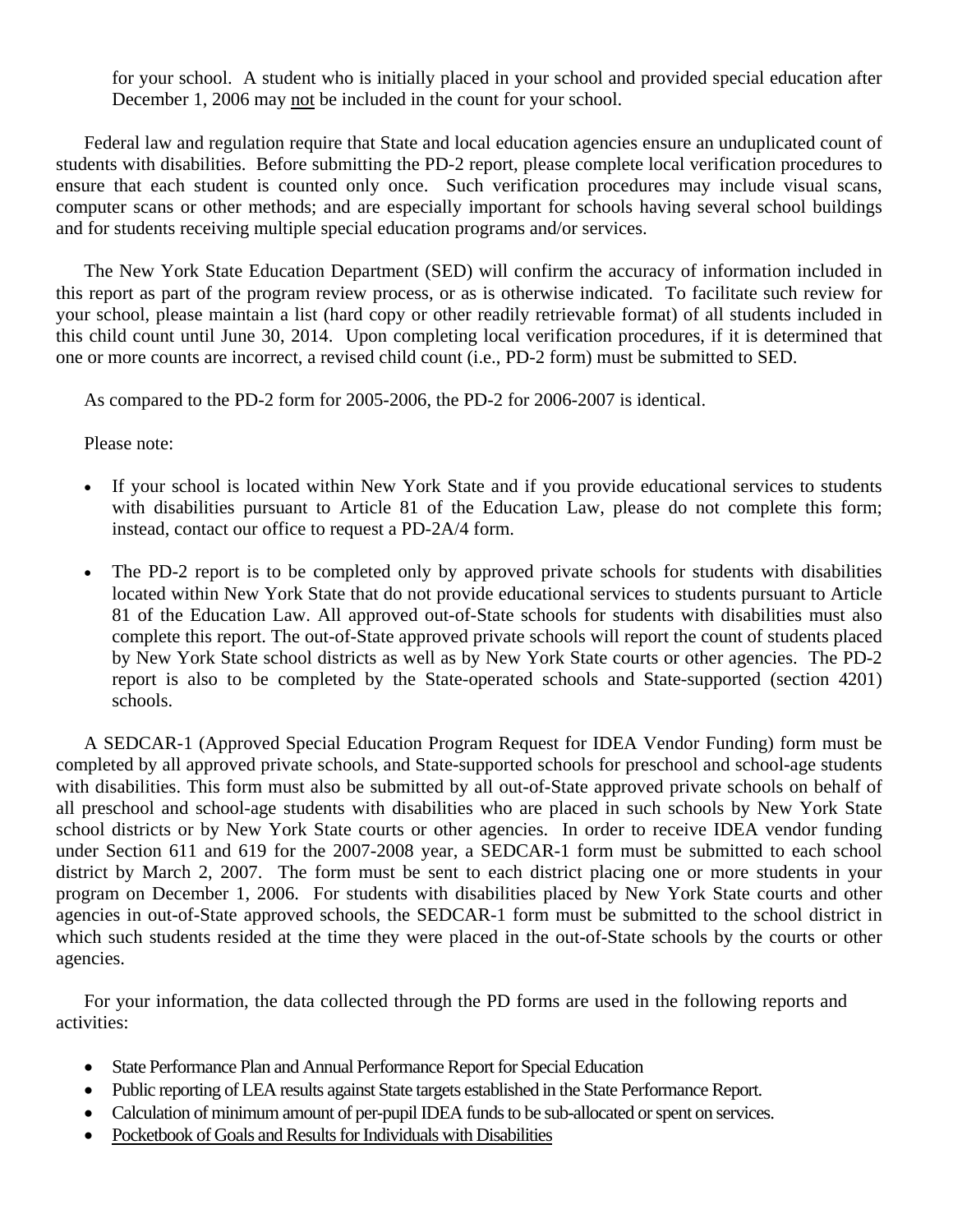for your school. A student who is initially placed in your school and provided special education after December 1, 2006 may <u>not</u> be included in the count for your school.

Federal law and regulation require that State and local education agencies ensure an unduplicated count of students with disabilities. Before submitting the PD-2 report, please complete local verification procedures to ensure that each student is counted only once. Such verification procedures may include visual scans, computer scans or other methods; and are especially important for schools having several school buildings and for students receiving multiple special education programs and/or services.

The New York State Education Department (SED) will confirm the accuracy of information included in this report as part of the program review process, or as is otherwise indicated. To facilitate such review for your school, please maintain a list (hard copy or other readily retrievable format) of all students included in this child count until June 30, 2014. Upon completing local verification procedures, if it is determined that one or more counts are incorrect, a revised child count (i.e., PD-2 form) must be submitted to SED.

As compared to the PD-2 form for 2005-2006, the PD-2 for 2006-2007 is identical.

Please note:

- If your school is located within New York State and if you provide educational services to students with disabilities pursuant to Article 81 of the Education Law, please do not complete this form; instead, contact our office to request a PD-2A/4 form.
- The PD-2 report is to be completed only by approved private schools for students with disabilities located within New York State that do not provide educational services to students pursuant to Article 81 of the Education Law. All approved out-of-State schools for students with disabilities must also complete this report. The out-of-State approved private schools will report the count of students placed by New York State school districts as well as by New York State courts or other agencies. The PD-2 report is also to be completed by the State-operated schools and State-supported (section 4201) schools.

A SEDCAR-1 (Approved Special Education Program Request for IDEA Vendor Funding) form must be completed by all approved private schools, and State-supported schools for preschool and school-age students with disabilities. This form must also be submitted by all out-of-State approved private schools on behalf of all preschool and school-age students with disabilities who are placed in such schools by New York State school districts or by New York State courts or other agencies. In order to receive IDEA vendor funding under Section 611 and 619 for the 2007-2008 year, a SEDCAR-1 form must be submitted to each school district by March 2, 2007. The form must be sent to each district placing one or more students in your program on December 1, 2006. For students with disabilities placed by New York State courts and other agencies in out-of-State approved schools, the SEDCAR-1 form must be submitted to the school district in which such students resided at the time they were placed in the out-of-State schools by the courts or other agencies.

For your information, the data collected through the PD forms are used in the following reports and activities:

- State Performance Plan and Annual Performance Report for Special Education
- Public reporting of LEA results against State targets established in the State Performance Report.
- Calculation of minimum amount of per-pupil IDEA funds to be sub-allocated or spent on services.
- <u>Pocketbook of Goals and Results for Individuals with Disabilities</u>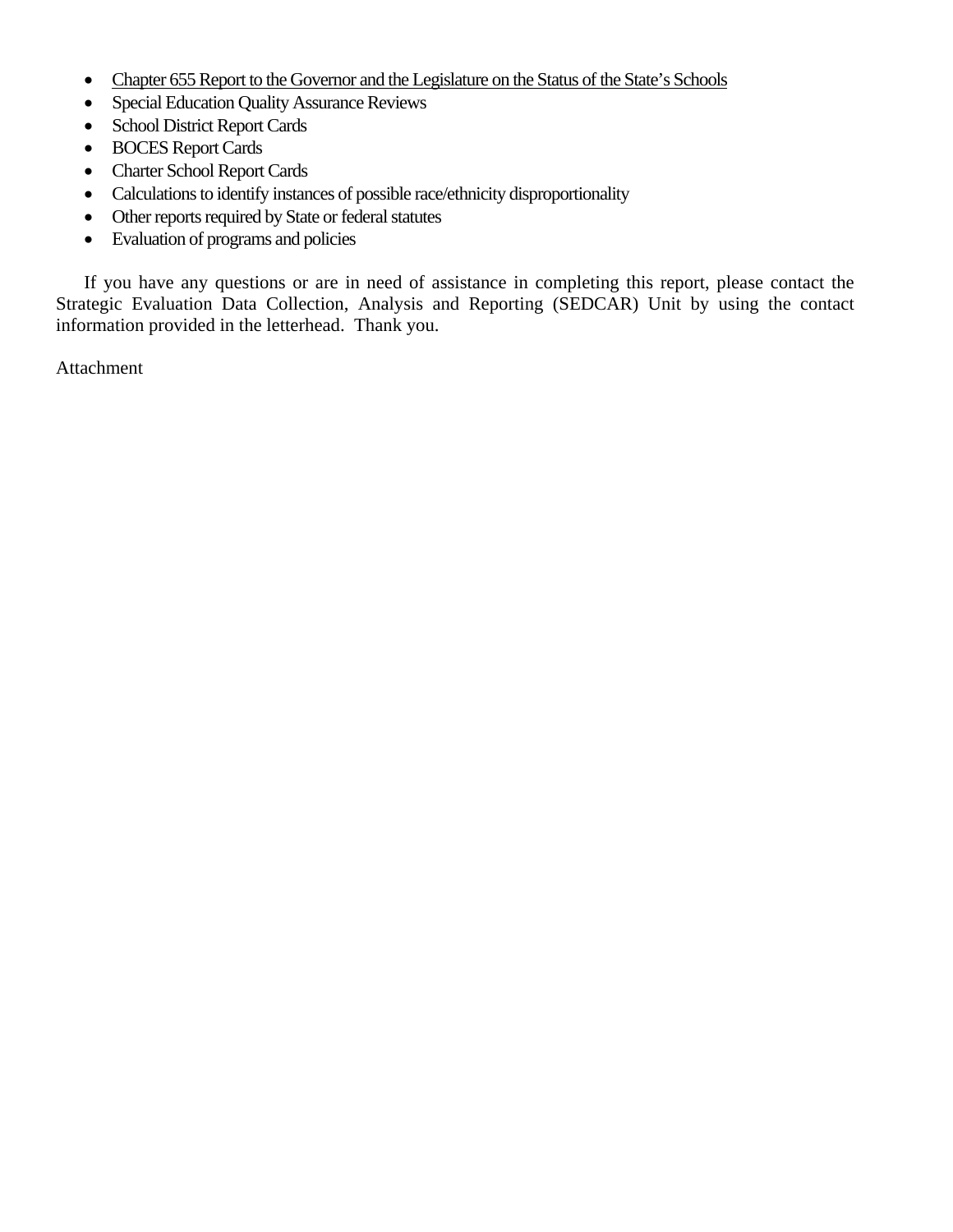- Chapter 655 Report to the Governor and the Legislature on the Status of the State's Schools
- Special Education Quality Assurance Reviews
- School District Report Cards
- BOCES Report Cards
- Charter School Report Cards
- Calculations to identify instances of possible race/ethnicity disproportionality
- Other reports required by State or federal statutes
- Evaluation of programs and policies

If you have any questions or are in need of assistance in completing this report, please contact the Strategic Evaluation Data Collection, Analysis and Reporting (SEDCAR) Unit by using the contact information provided in the letterhead. Thank you.

Attachment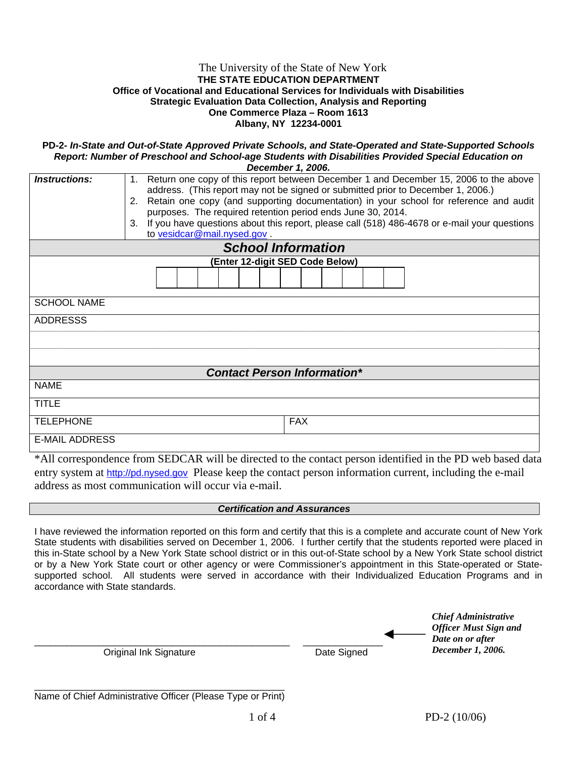The University of the State of New York
**THE STATE EDUCATION DEPARTMENT**
**Office of Vocational and Educational Services for Individuals with Disabilities**
**Strategic Evaluation Data Collection, Analysis and Reporting**
**One Commerce Plaza – Room 1613**
**Albany, NY 12234-0001**

**PD-2-** ***In-State and Out-of-State Approved Private Schools, and State-Operated and State-Supported Schools Report: Number of Preschool and School-age Students with Disabilities Provided Special Education on December 1, 2006.***

| ***Instructions:*** | 1. Return one copy of this report between December 1 and December 15, 2006 to the above address. (This report may not be signed or submitted prior to December 1, 2006.)<br>2. Retain one copy (and supporting documentation) in your school for reference and audit purposes. The required retention period ends June 30, 2014.<br>3. If you have questions about this report, please call (518) 486-4678 or e-mail your questions to vesidcar@mail.nysed.gov . |
|---|---|

## *School Information*

**(Enter 12-digit SED Code Below)**

| | | | | | | | | | | | |
|---|---|---|---|---|---|---|---|---|---|---|---|
| | | | | | | | | | | | |

SCHOOL NAME

ADDRESSS

## *Contact Person Information**

NAME

TITLE

| TELEPHONE | FAX |
|---|---|

E-MAIL ADDRESS

*All correspondence from SEDCAR will be directed to the contact person identified in the PD web based data entry system at http://pd.nysed.gov Please keep the contact person information current, including the e-mail address as most communication will occur via e-mail.

### *Certification and Assurances*

I have reviewed the information reported on this form and certify that this is a complete and accurate count of New York State students with disabilities served on December 1, 2006. I further certify that the students reported were placed in this in-State school by a New York State school district or in this out-of-State school by a New York State school district or by a New York State court or other agency or were Commissioner's appointment in this State-operated or State-supported school. All students were served in accordance with their Individualized Education Programs and in accordance with State standards.

_______________________________________________ Original Ink Signature

_______________ Date Signed

← ***Chief Administrative Officer Must Sign and Date on or after December 1, 2006.***

_______________________________________________
Name of Chief Administrative Officer (Please Type or Print)

PD-2 (10/06)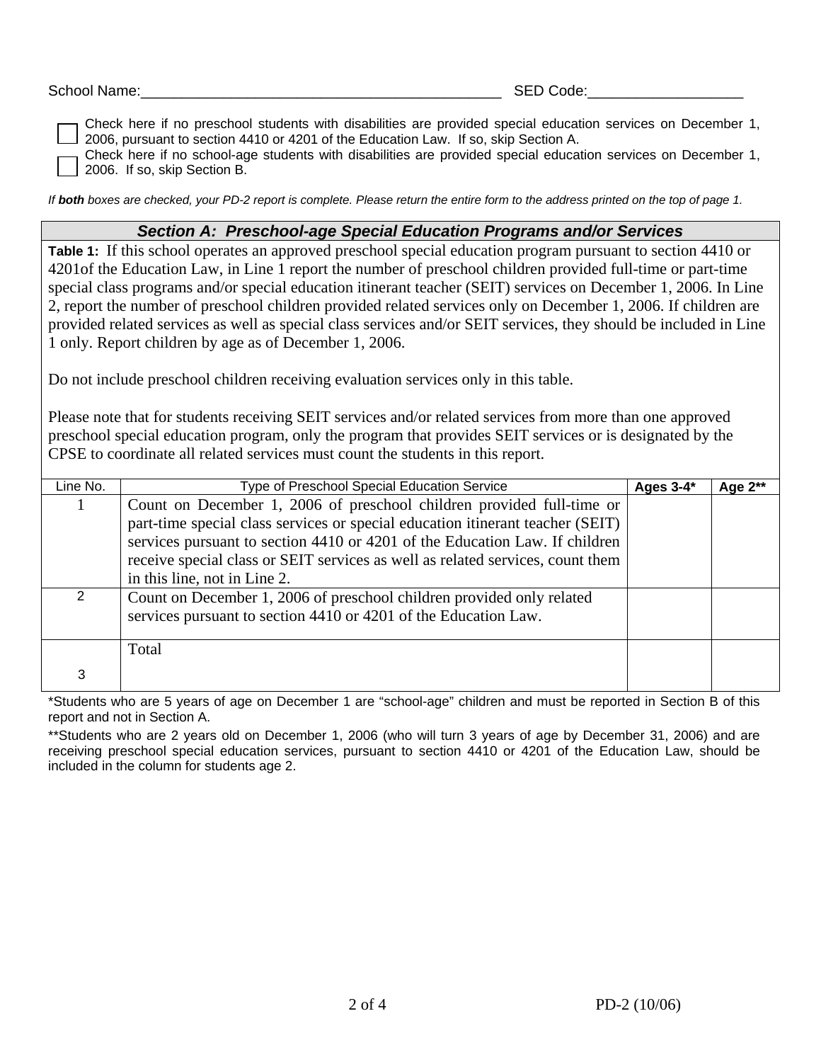School Name:_____________________________________________ SED Code:___________________

☐ Check here if no preschool students with disabilities are provided special education services on December 1, 2006, pursuant to section 4410 or 4201 of the Education Law. If so, skip Section A.

☐ Check here if no school-age students with disabilities are provided special education services on December 1, 2006. If so, skip Section B.

*If **both** boxes are checked, your PD-2 report is complete. Please return the entire form to the address printed on the top of page 1.*

## *Section A: Preschool-age Special Education Programs and/or Services*

**Table 1:** If this school operates an approved preschool special education program pursuant to section 4410 or 4201of the Education Law, in Line 1 report the number of preschool children provided full-time or part-time special class programs and/or special education itinerant teacher (SEIT) services on December 1, 2006. In Line 2, report the number of preschool children provided related services only on December 1, 2006. If children are provided related services as well as special class services and/or SEIT services, they should be included in Line 1 only. Report children by age as of December 1, 2006.

Do not include preschool children receiving evaluation services only in this table.

Please note that for students receiving SEIT services and/or related services from more than one approved preschool special education program, only the program that provides SEIT services or is designated by the CPSE to coordinate all related services must count the students in this report.

| Line No. | Type of Preschool Special Education Service | Ages 3-4* | Age 2** |
|---|---|---|---|
| 1 | Count on December 1, 2006 of preschool children provided full-time or part-time special class services or special education itinerant teacher (SEIT) services pursuant to section 4410 or 4201 of the Education Law. If children receive special class or SEIT services as well as related services, count them in this line, not in Line 2. | | |
| 2 | Count on December 1, 2006 of preschool children provided only related services pursuant to section 4410 or 4201 of the Education Law. | | |
| 3 | Total | | |

*Students who are 5 years of age on December 1 are "school-age" children and must be reported in Section B of this report and not in Section A.

**Students who are 2 years old on December 1, 2006 (who will turn 3 years of age by December 31, 2006) and are receiving preschool special education services, pursuant to section 4410 or 4201 of the Education Law, should be included in the column for students age 2.

PD-2 (10/06)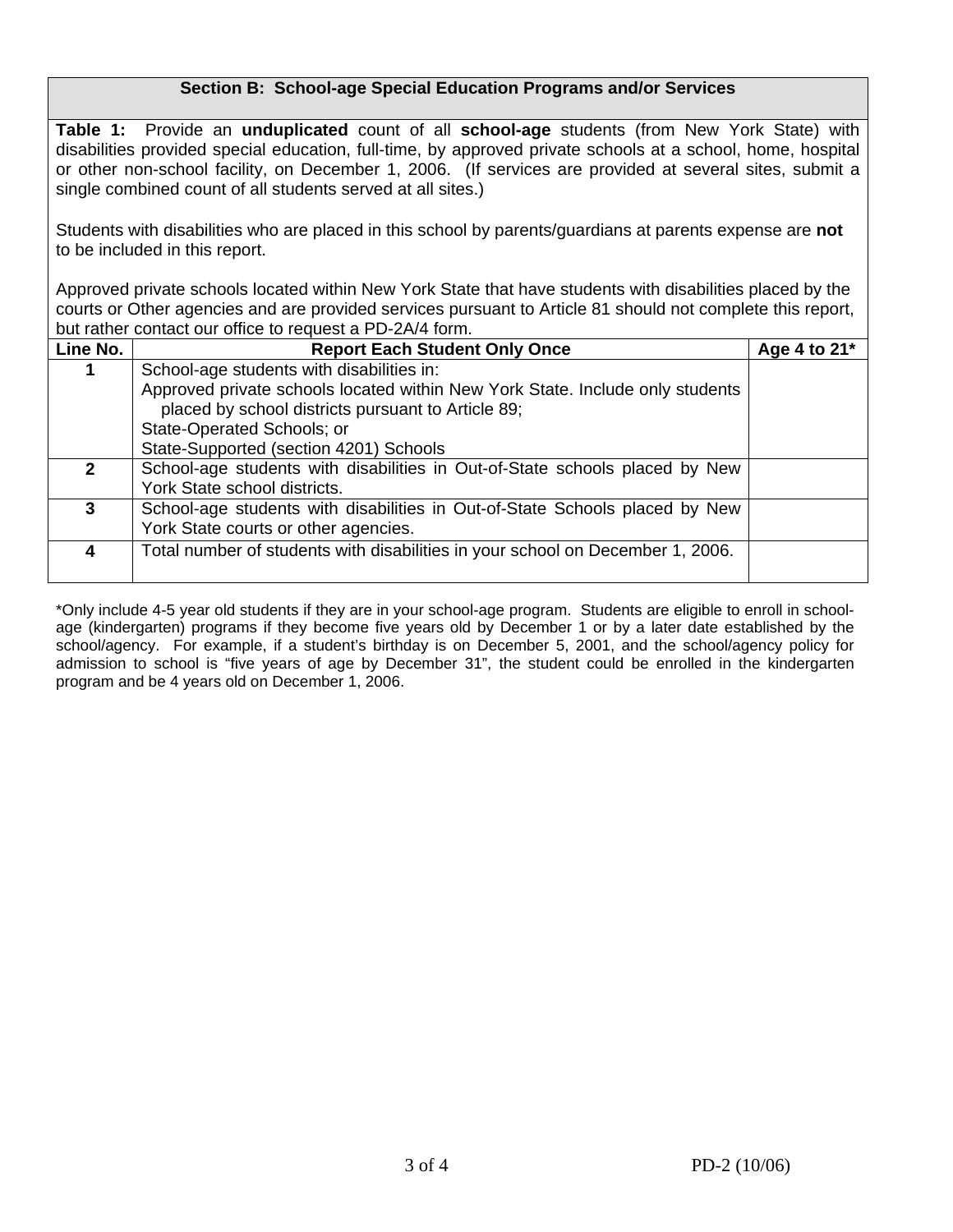## Section B: School-age Special Education Programs and/or Services

**Table 1:** Provide an **unduplicated** count of all **school-age** students (from New York State) with disabilities provided special education, full-time, by approved private schools at a school, home, hospital or other non-school facility, on December 1, 2006. (If services are provided at several sites, submit a single combined count of all students served at all sites.)

Students with disabilities who are placed in this school by parents/guardians at parents expense are **not** to be included in this report.

Approved private schools located within New York State that have students with disabilities placed by the courts or Other agencies and are provided services pursuant to Article 81 should not complete this report, but rather contact our office to request a PD-2A/4 form.

| Line No. | Report Each Student Only Once | Age 4 to 21* |
|---|---|---|
| 1 | School-age students with disabilities in:<br>Approved private schools located within New York State. Include only students placed by school districts pursuant to Article 89;<br>State-Operated Schools; or<br>State-Supported (section 4201) Schools | |
| 2 | School-age students with disabilities in Out-of-State schools placed by New York State school districts. | |
| 3 | School-age students with disabilities in Out-of-State Schools placed by New York State courts or other agencies. | |
| 4 | Total number of students with disabilities in your school on December 1, 2006. | |

*Only include 4-5 year old students if they are in your school-age program. Students are eligible to enroll in school-age (kindergarten) programs if they become five years old by December 1 or by a later date established by the school/agency. For example, if a student's birthday is on December 5, 2001, and the school/agency policy for admission to school is "five years of age by December 31", the student could be enrolled in the kindergarten program and be 4 years old on December 1, 2006.

PD-2 (10/06)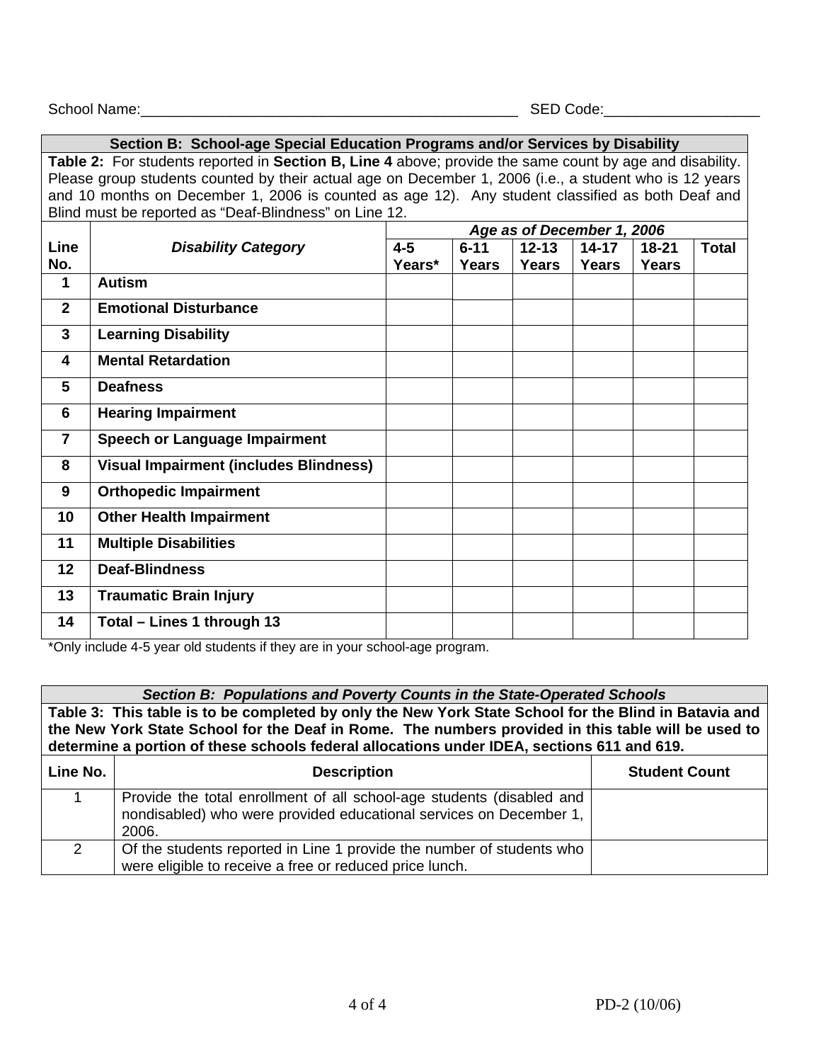School Name:_______________________________________________ SED Code:___________________

| Section B: School-age Special Education Programs and/or Services by Disability | | | | | | | |
|---|---|---|---|---|---|---|---|
| **Table 2:** For students reported in **Section B, Line 4** above; provide the same count by age and disability. Please group students counted by their actual age on December 1, 2006 (i.e., a student who is 12 years and 10 months on December 1, 2006 is counted as age 12). Any student classified as both Deaf and Blind must be reported as "Deaf-Blindness" on Line 12. | | | | | | | |
| | | ***Age as of December 1, 2006*** | | | | | |
| **Line No.** | ***Disability Category*** | **4-5 Years*** | **6-11 Years** | **12-13 Years** | **14-17 Years** | **18-21 Years** | **Total** |
| **1** | **Autism** | | | | | | |
| **2** | **Emotional Disturbance** | | | | | | |
| **3** | **Learning Disability** | | | | | | |
| **4** | **Mental Retardation** | | | | | | |
| **5** | **Deafness** | | | | | | |
| **6** | **Hearing Impairment** | | | | | | |
| **7** | **Speech or Language Impairment** | | | | | | |
| **8** | **Visual Impairment (includes Blindness)** | | | | | | |
| **9** | **Orthopedic Impairment** | | | | | | |
| **10** | **Other Health Impairment** | | | | | | |
| **11** | **Multiple Disabilities** | | | | | | |
| **12** | **Deaf-Blindness** | | | | | | |
| **13** | **Traumatic Brain Injury** | | | | | | |
| **14** | **Total – Lines 1 through 13** | | | | | | |

*Only include 4-5 year old students if they are in your school-age program.

| ***Section B: Populations and Poverty Counts in the State-Operated Schools*** | | |
|---|---|---|
| **Table 3: This table is to be completed by only the New York State School for the Blind in Batavia and the New York State School for the Deaf in Rome. The numbers provided in this table will be used to determine a portion of these schools federal allocations under IDEA, sections 611 and 619.** | | |
| **Line No.** | **Description** | **Student Count** |
| 1 | Provide the total enrollment of all school-age students (disabled and nondisabled) who were provided educational services on December 1, 2006. | |
| 2 | Of the students reported in Line 1 provide the number of students who were eligible to receive a free or reduced price lunch. | |

PD-2 (10/06)